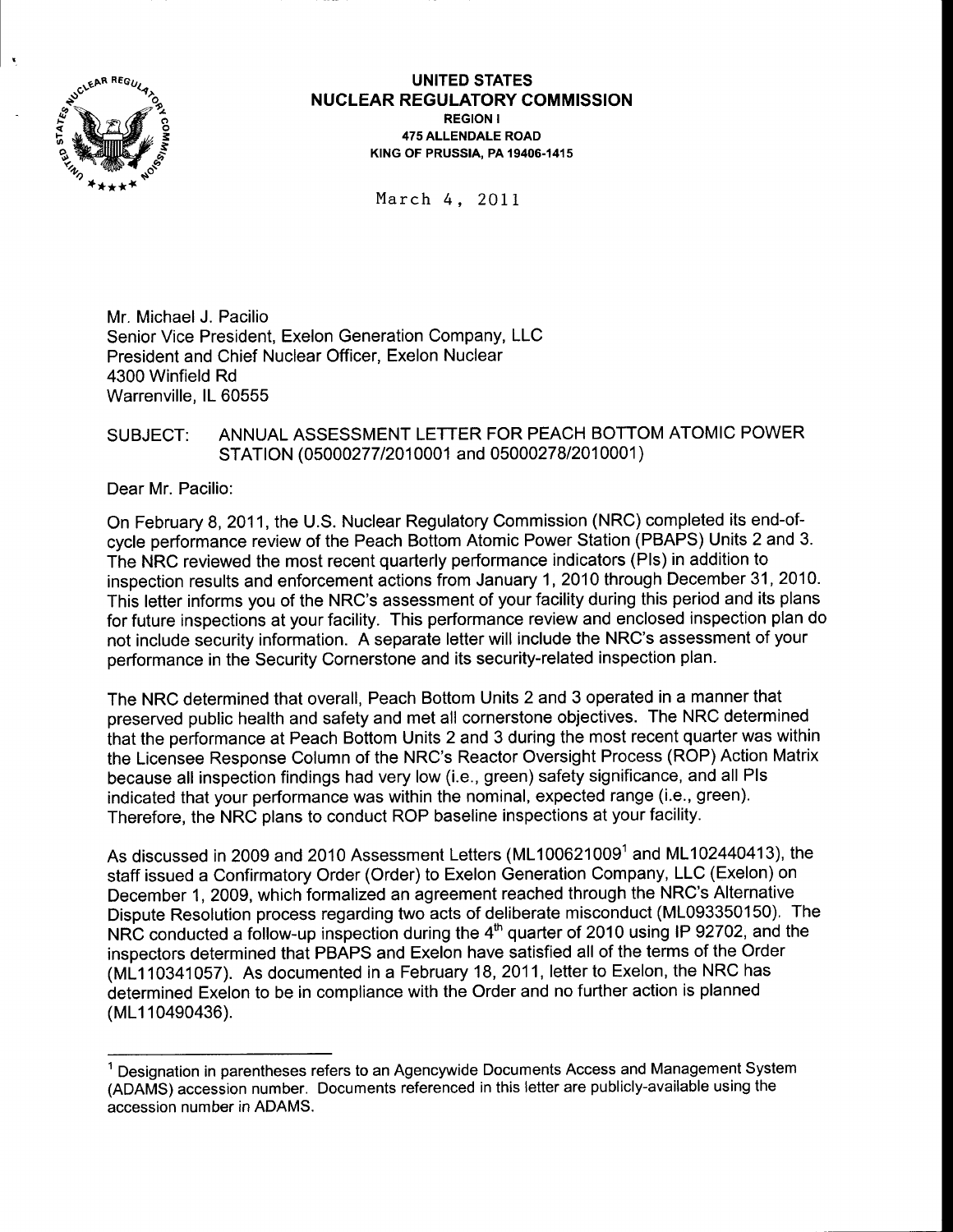# UNITED STATES
# NUCLEAR REGULATORY COMMISSION

REGION I
475 ALLENDALE ROAD
KING OF PRUSSIA, PA 19406-1415

March 4, 2011

Mr. Michael J. Pacilio
Senior Vice President, Exelon Generation Company, LLC
President and Chief Nuclear Officer, Exelon Nuclear
4300 Winfield Rd
Warrenville, IL 60555

SUBJECT: ANNUAL ASSESSMENT LETTER FOR PEACH BOTTOM ATOMIC POWER STATION (05000277/2010001 and 05000278/2010001)

Dear Mr. Pacilio:

On February 8, 2011, the U.S. Nuclear Regulatory Commission (NRC) completed its end-of-cycle performance review of the Peach Bottom Atomic Power Station (PBAPS) Units 2 and 3. The NRC reviewed the most recent quarterly performance indicators (PIs) in addition to inspection results and enforcement actions from January 1, 2010 through December 31, 2010. This letter informs you of the NRC's assessment of your facility during this period and its plans for future inspections at your facility. This performance review and enclosed inspection plan do not include security information. A separate letter will include the NRC's assessment of your performance in the Security Cornerstone and its security-related inspection plan.

The NRC determined that overall, Peach Bottom Units 2 and 3 operated in a manner that preserved public health and safety and met all cornerstone objectives. The NRC determined that the performance at Peach Bottom Units 2 and 3 during the most recent quarter was within the Licensee Response Column of the NRC's Reactor Oversight Process (ROP) Action Matrix because all inspection findings had very low (i.e., green) safety significance, and all PIs indicated that your performance was within the nominal, expected range (i.e., green). Therefore, the NRC plans to conduct ROP baseline inspections at your facility.

As discussed in 2009 and 2010 Assessment Letters (ML100621009[1] and ML102440413), the staff issued a Confirmatory Order (Order) to Exelon Generation Company, LLC (Exelon) on December 1, 2009, which formalized an agreement reached through the NRC's Alternative Dispute Resolution process regarding two acts of deliberate misconduct (ML093350150). The NRC conducted a follow-up inspection during the 4th quarter of 2010 using IP 92702, and the inspectors determined that PBAPS and Exelon have satisfied all of the terms of the Order (ML110341057). As documented in a February 18, 2011, letter to Exelon, the NRC has determined Exelon to be in compliance with the Order and no further action is planned (ML110490436).

[1] Designation in parentheses refers to an Agencywide Documents Access and Management System (ADAMS) accession number. Documents referenced in this letter are publicly-available using the accession number in ADAMS.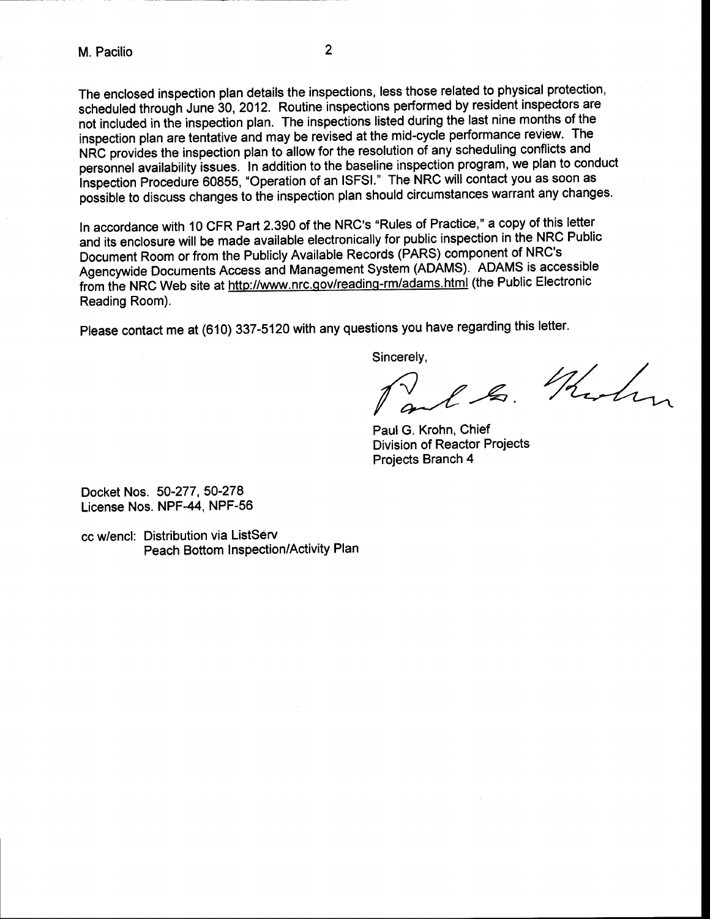The enclosed inspection plan details the inspections, less those related to physical protection, scheduled through June 30, 2012. Routine inspections performed by resident inspectors are not included in the inspection plan. The inspections listed during the last nine months of the inspection plan are tentative and may be revised at the mid-cycle performance review. The NRC provides the inspection plan to allow for the resolution of any scheduling conflicts and personnel availability issues. In addition to the baseline inspection program, we plan to conduct Inspection Procedure 60855, "Operation of an ISFSI." The NRC will contact you as soon as possible to discuss changes to the inspection plan should circumstances warrant any changes.

In accordance with 10 CFR Part 2.390 of the NRC's "Rules of Practice," a copy of this letter and its enclosure will be made available electronically for public inspection in the NRC Public Document Room or from the Publicly Available Records (PARS) component of NRC's Agencywide Documents Access and Management System (ADAMS). ADAMS is accessible from the NRC Web site at http://www.nrc.gov/reading-rm/adams.html (the Public Electronic Reading Room).

Please contact me at (610) 337-5120 with any questions you have regarding this letter.

Sincerely,

Paul G. Krohn, Chief
Division of Reactor Projects
Projects Branch 4

Docket Nos. 50-277, 50-278
License Nos. NPF-44, NPF-56

cc w/encl: Distribution via ListServ
Peach Bottom Inspection/Activity Plan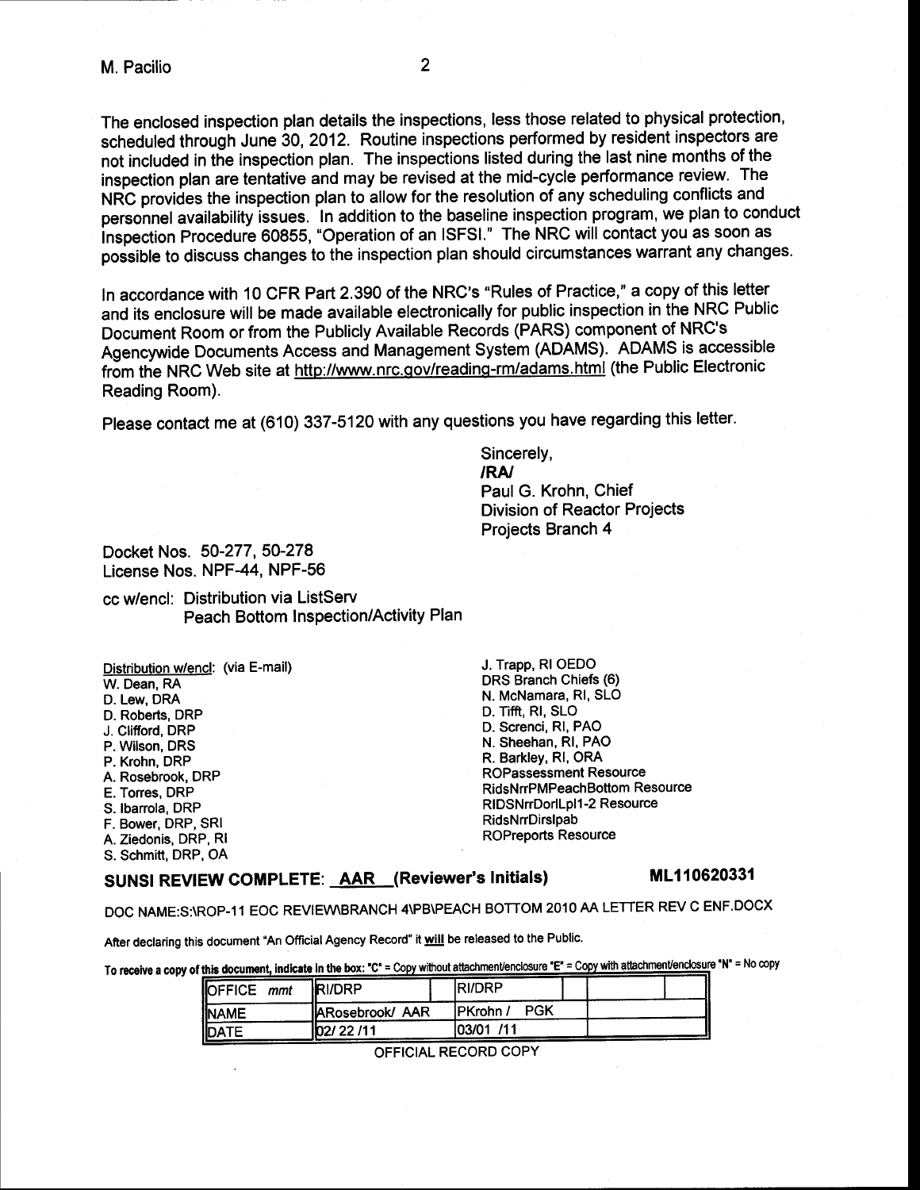The enclosed inspection plan details the inspections, less those related to physical protection, scheduled through June 30, 2012. Routine inspections performed by resident inspectors are not included in the inspection plan. The inspections listed during the last nine months of the inspection plan are tentative and may be revised at the mid-cycle performance review. The NRC provides the inspection plan to allow for the resolution of any scheduling conflicts and personnel availability issues. In addition to the baseline inspection program, we plan to conduct Inspection Procedure 60855, "Operation of an ISFSI." The NRC will contact you as soon as possible to discuss changes to the inspection plan should circumstances warrant any changes.

In accordance with 10 CFR Part 2.390 of the NRC's "Rules of Practice," a copy of this letter and its enclosure will be made available electronically for public inspection in the NRC Public Document Room or from the Publicly Available Records (PARS) component of NRC's Agencywide Documents Access and Management System (ADAMS). ADAMS is accessible from the NRC Web site at http://www.nrc.gov/reading-rm/adams.html (the Public Electronic Reading Room).

Please contact me at (610) 337-5120 with any questions you have regarding this letter.

Sincerely,
/RA/
Paul G. Krohn, Chief
Division of Reactor Projects
Projects Branch 4

Docket Nos. 50-277, 50-278
License Nos. NPF-44, NPF-56

cc w/encl: Distribution via ListServ
Peach Bottom Inspection/Activity Plan

Distribution w/encl: (via E-mail)
W. Dean, RA
D. Lew, DRA
D. Roberts, DRP
J. Clifford, DRP
P. Wilson, DRS
P. Krohn, DRP
A. Rosebrook, DRP
E. Torres, DRP
S. Ibarrola, DRP
F. Bower, DRP, SRI
A. Ziedonis, DRP, RI
S. Schmitt, DRP, OA
J. Trapp, RI OEDO
DRS Branch Chiefs (6)
N. McNamara, RI, SLO
D. Tifft, RI, SLO
D. Screnci, RI, PAO
N. Sheehan, RI, PAO
R. Barkley, RI, ORA
ROPassessment Resource
RidsNrrPMPeachBottom Resource
RIDSNrrDorlLpl1-2 Resource
RidsNrrDirslpab
ROPreports Resource

**SUNSI REVIEW COMPLETE: AAR (Reviewer's Initials)** **ML110620331**

DOC NAME:S:\ROP-11 EOC REVIEW\BRANCH 4\PB\PEACH BOTTOM 2010 AA LETTER REV C ENF.DOCX

After declaring this document "An Official Agency Record" it **will** be released to the Public.

To receive a copy of this document, indicate in the box: "C" = Copy without attachment/enclosure "E" = Copy with attachment/enclosure "N" = No copy

| OFFICE mmt | RI/DRP | | RI/DRP | | | |
|---|---|---|---|---|---|---|
| NAME | ARosebrook/ AAR | | PKrohn / PGK | | | |
| DATE | 02/ 22 /11 | | 03/01 /11 | | | |

OFFICIAL RECORD COPY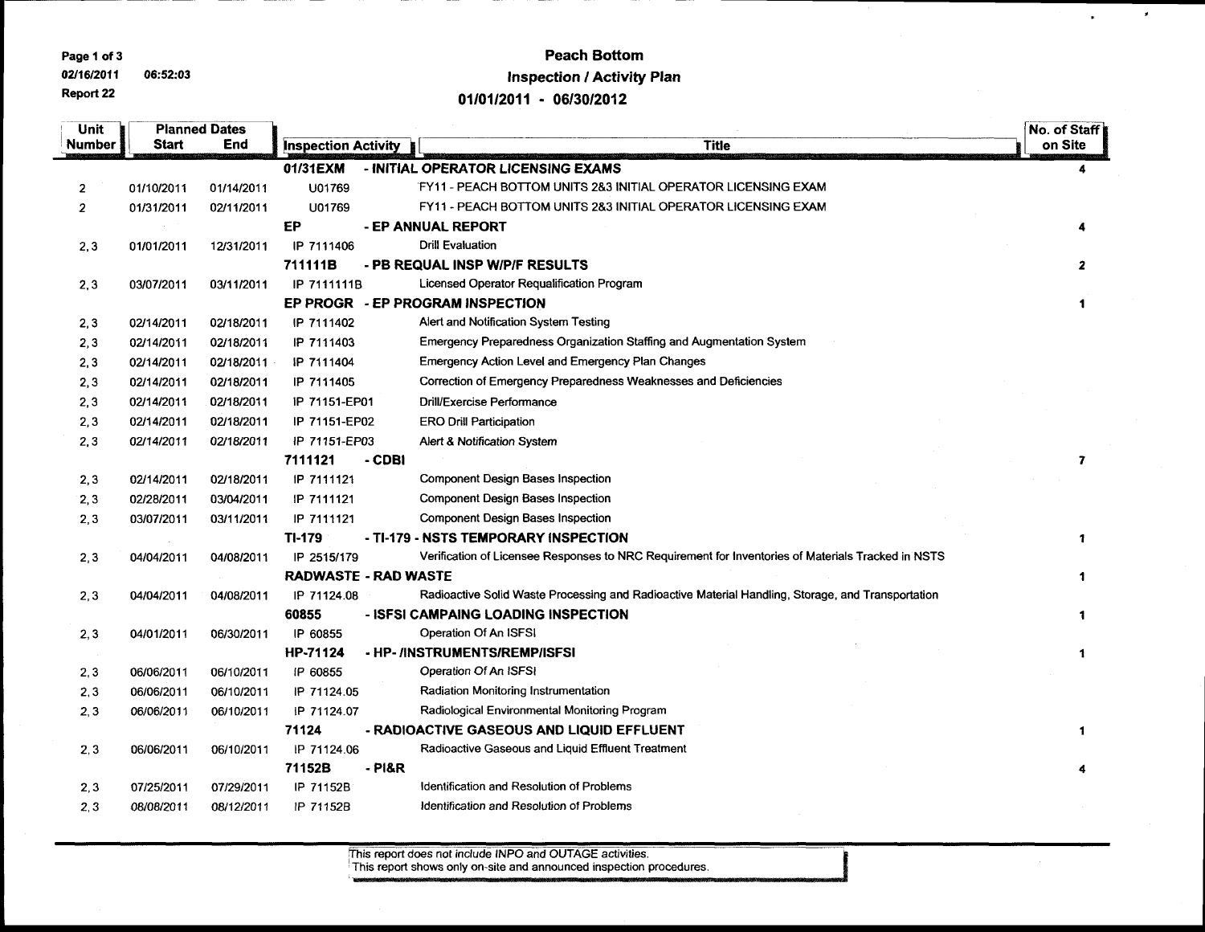# Peach Bottom

## Inspection / Activity Plan

### 01/01/2011 - 06/30/2012

| Unit Number | Planned Dates Start | Planned Dates End | Inspection Activity | Title | No. of Staff on Site |
|---|---|---|---|---|---|
| | | | **01/31EXM** | **- INITIAL OPERATOR LICENSING EXAMS** | **4** |
| 2 | 01/10/2011 | 01/14/2011 | U01769 | FY11 - PEACH BOTTOM UNITS 2&3 INITIAL OPERATOR LICENSING EXAM | |
| 2 | 01/31/2011 | 02/11/2011 | U01769 | FY11 - PEACH BOTTOM UNITS 2&3 INITIAL OPERATOR LICENSING EXAM | |
| | | | **EP** | **- EP ANNUAL REPORT** | **4** |
| 2, 3 | 01/01/2011 | 12/31/2011 | IP 7111406 | Drill Evaluation | |
| | | | **711111B** | **- PB REQUAL INSP W/P/F RESULTS** | **2** |
| 2, 3 | 03/07/2011 | 03/11/2011 | IP 7111111B | Licensed Operator Requalification Program | |
| | | | **EP PROGR** | **- EP PROGRAM INSPECTION** | **1** |
| 2, 3 | 02/14/2011 | 02/18/2011 | IP 7111402 | Alert and Notification System Testing | |
| 2, 3 | 02/14/2011 | 02/18/2011 | IP 7111403 | Emergency Preparedness Organization Staffing and Augmentation System | |
| 2, 3 | 02/14/2011 | 02/18/2011 | IP 7111404 | Emergency Action Level and Emergency Plan Changes | |
| 2, 3 | 02/14/2011 | 02/18/2011 | IP 7111405 | Correction of Emergency Preparedness Weaknesses and Deficiencies | |
| 2, 3 | 02/14/2011 | 02/18/2011 | IP 71151-EP01 | Drill/Exercise Performance | |
| 2, 3 | 02/14/2011 | 02/18/2011 | IP 71151-EP02 | ERO Drill Participation | |
| 2, 3 | 02/14/2011 | 02/18/2011 | IP 71151-EP03 | Alert & Notification System | |
| | | | **7111121** | **- CDBI** | **7** |
| 2, 3 | 02/14/2011 | 02/18/2011 | IP 7111121 | Component Design Bases Inspection | |
| 2, 3 | 02/28/2011 | 03/04/2011 | IP 7111121 | Component Design Bases Inspection | |
| 2, 3 | 03/07/2011 | 03/11/2011 | IP 7111121 | Component Design Bases Inspection | |
| | | | **TI-179** | **- TI-179 - NSTS TEMPORARY INSPECTION** | **1** |
| 2, 3 | 04/04/2011 | 04/08/2011 | IP 2515/179 | Verification of Licensee Responses to NRC Requirement for Inventories of Materials Tracked in NSTS | |
| | | | **RADWASTE** | **- RAD WASTE** | **1** |
| 2, 3 | 04/04/2011 | 04/08/2011 | IP 71124.08 | Radioactive Solid Waste Processing and Radioactive Material Handling, Storage, and Transportation | |
| | | | **60855** | **- ISFSI CAMPAING LOADING INSPECTION** | **1** |
| 2, 3 | 04/01/2011 | 06/30/2011 | IP 60855 | Operation Of An ISFSI | |
| | | | **HP-71124** | **- HP- /INSTRUMENTS/REMP/ISFSI** | **1** |
| 2, 3 | 06/06/2011 | 06/10/2011 | IP 60855 | Operation Of An ISFSI | |
| 2, 3 | 06/06/2011 | 06/10/2011 | IP 71124.05 | Radiation Monitoring Instrumentation | |
| 2, 3 | 06/06/2011 | 06/10/2011 | IP 71124.07 | Radiological Environmental Monitoring Program | |
| | | | **71124** | **- RADIOACTIVE GASEOUS AND LIQUID EFFLUENT** | **1** |
| 2, 3 | 06/06/2011 | 06/10/2011 | IP 71124.06 | Radioactive Gaseous and Liquid Effluent Treatment | |
| | | | **71152B** | **- PI&R** | **4** |
| 2, 3 | 07/25/2011 | 07/29/2011 | IP 71152B | Identification and Resolution of Problems | |
| 2, 3 | 08/08/2011 | 08/12/2011 | IP 71152B | Identification and Resolution of Problems | |

This report does not include INPO and OUTAGE activities.
This report shows only on-site and announced inspection procedures.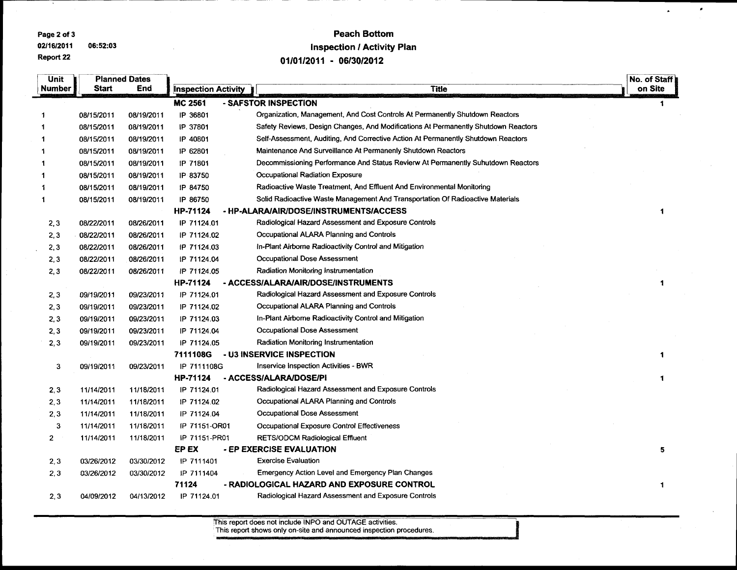# Peach Bottom

## Inspection / Activity Plan

### 01/01/2011 - 06/30/2012

| Unit Number | Planned Dates Start | Planned Dates End | Inspection Activity | Title | No. of Staff on Site |
|---|---|---|---|---|---|
| | | | **MC 2561** | **- SAFSTOR INSPECTION** | 1 |
| 1 | 08/15/2011 | 08/19/2011 | IP 36801 | Organization, Management, And Cost Controls At Permanently Shutdown Reactors | |
| 1 | 08/15/2011 | 08/19/2011 | IP 37801 | Safety Reviews, Design Changes, And Modifications At Permanently Shutdown Reactors | |
| 1 | 08/15/2011 | 08/19/2011 | IP 40801 | Self-Assessment, Auditing, And Corrective Action At Permanently Shutdown Reactors | |
| 1 | 08/15/2011 | 08/19/2011 | IP 62801 | Maintenance And Surveillance At Permanenly Shutdown Reactors | |
| 1 | 08/15/2011 | 08/19/2011 | IP 71801 | Decommissioning Performance And Status Revierw At Permanently Suhutdown Reactors | |
| 1 | 08/15/2011 | 08/19/2011 | IP 83750 | Occupational Radiation Exposure | |
| 1 | 08/15/2011 | 08/19/2011 | IP 84750 | Radioactive Waste Treatment, And Effluent And Environmental Monitoring | |
| 1 | 08/15/2011 | 08/19/2011 | IP 86750 | Solid Radioactive Waste Management And Transportation Of Radioactive Materials | |
| | | | **HP-71124** | **- HP-ALARA/AIR/DOSE/INSTRUMENTS/ACCESS** | 1 |
| 2, 3 | 08/22/2011 | 08/26/2011 | IP 71124.01 | Radiological Hazard Assessment and Exposure Controls | |
| 2, 3 | 08/22/2011 | 08/26/2011 | IP 71124.02 | Occupational ALARA Planning and Controls | |
| 2, 3 | 08/22/2011 | 08/26/2011 | IP 71124.03 | In-Plant Airborne Radioactivity Control and Mitigation | |
| 2, 3 | 08/22/2011 | 08/26/2011 | IP 71124.04 | Occupational Dose Assessment | |
| 2, 3 | 08/22/2011 | 08/26/2011 | IP 71124.05 | Radiation Monitoring Instrumentation | |
| | | | **HP-71124** | **- ACCESS/ALARA/AIR/DOSE/INSTRUMENTS** | 1 |
| 2, 3 | 09/19/2011 | 09/23/2011 | IP 71124.01 | Radiological Hazard Assessment and Exposure Controls | |
| 2, 3 | 09/19/2011 | 09/23/2011 | IP 71124.02 | Occupational ALARA Planning and Controls | |
| 2, 3 | 09/19/2011 | 09/23/2011 | IP 71124.03 | In-Plant Airborne Radioactivity Control and Mitigation | |
| 2, 3 | 09/19/2011 | 09/23/2011 | IP 71124.04 | Occupational Dose Assessment | |
| 2, 3 | 09/19/2011 | 09/23/2011 | IP 71124.05 | Radiation Monitoring Instrumentation | |
| | | | **7111108G** | **- U3 INSERVICE INSPECTION** | 1 |
| 3 | 09/19/2011 | 09/23/2011 | IP 7111108G | Inservice Inspection Activities - BWR | |
| | | | **HP-71124** | **- ACCESS/ALARA/DOSE/PI** | 1 |
| 2, 3 | 11/14/2011 | 11/18/2011 | IP 71124.01 | Radiological Hazard Assessment and Exposure Controls | |
| 2, 3 | 11/14/2011 | 11/18/2011 | IP 71124.02 | Occupational ALARA Planning and Controls | |
| 2, 3 | 11/14/2011 | 11/18/2011 | IP 71124.04 | Occupational Dose Assessment | |
| 3 | 11/14/2011 | 11/18/2011 | IP 71151-OR01 | Occupational Exposure Control Effectiveness | |
| 2 | 11/14/2011 | 11/18/2011 | IP 71151-PR01 | RETS/ODCM Radiological Effluent | |
| | | | **EP EX** | **- EP EXERCISE EVALUATION** | 5 |
| 2, 3 | 03/26/2012 | 03/30/2012 | IP 7111401 | Exercise Evaluation | |
| 2, 3 | 03/26/2012 | 03/30/2012 | IP 7111404 | Emergency Action Level and Emergency Plan Changes | |
| | | | **71124** | **- RADIOLOGICAL HAZARD AND EXPOSURE CONTROL** | 1 |
| 2, 3 | 04/09/2012 | 04/13/2012 | IP 71124.01 | Radiological Hazard Assessment and Exposure Controls | |

This report does not include INPO and OUTAGE activities.
This report shows only on-site and announced inspection procedures.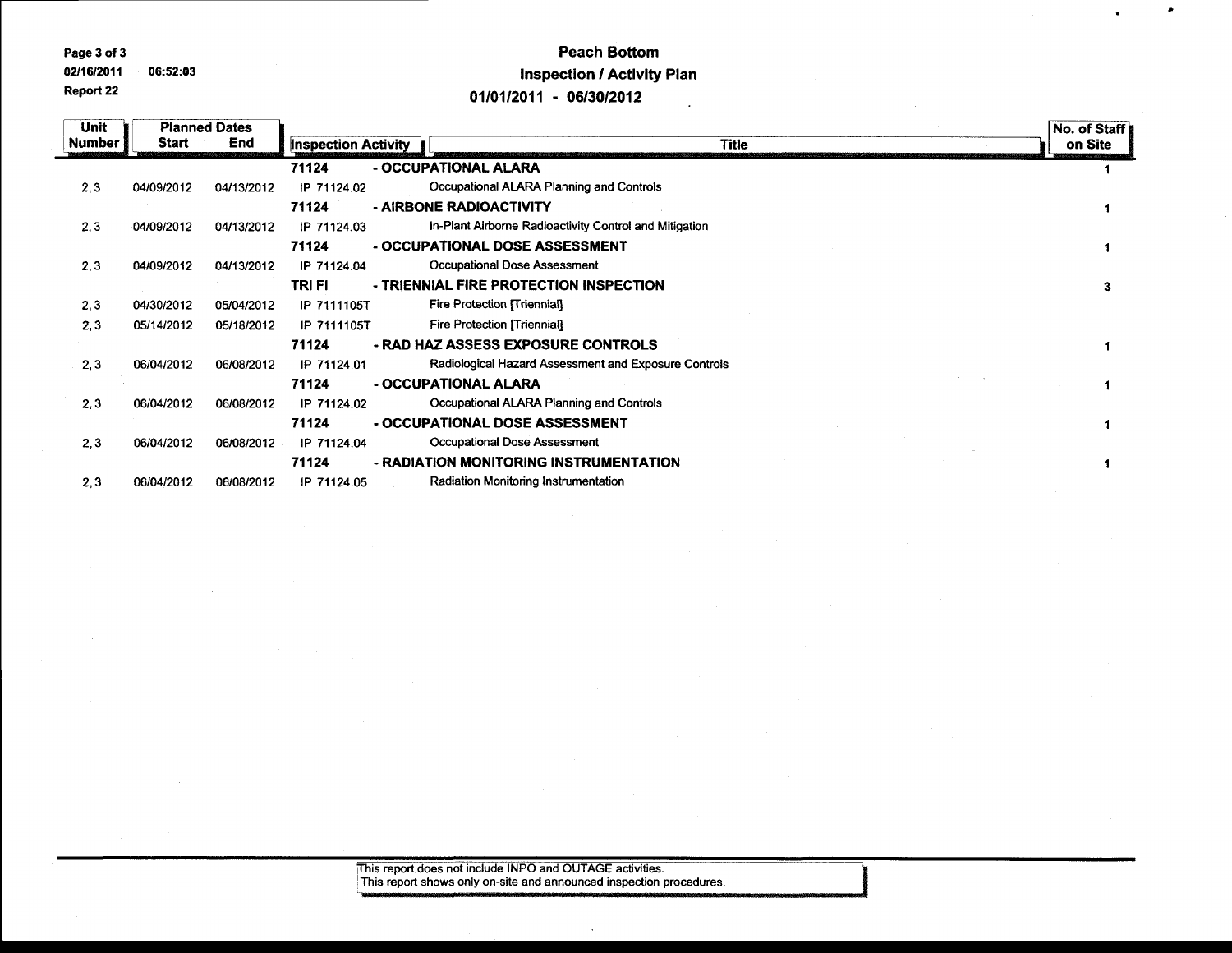# Peach Bottom

## Inspection / Activity Plan

## 01/01/2011 - 06/30/2012

| Unit Number | Planned Dates Start | End | Inspection Activity | Title | No. of Staff on Site |
|---|---|---|---|---|---|
| | | | **71124** | **- OCCUPATIONAL ALARA** | 1 |
| 2, 3 | 04/09/2012 | 04/13/2012 | IP 71124.02 | Occupational ALARA Planning and Controls | |
| | | | **71124** | **- AIRBONE RADIOACTIVITY** | 1 |
| 2, 3 | 04/09/2012 | 04/13/2012 | IP 71124.03 | In-Plant Airborne Radioactivity Control and Mitigation | |
| | | | **71124** | **- OCCUPATIONAL DOSE ASSESSMENT** | 1 |
| 2, 3 | 04/09/2012 | 04/13/2012 | IP 71124.04 | Occupational Dose Assessment | |
| | | | **TRI FI** | **- TRIENNIAL FIRE PROTECTION INSPECTION** | 3 |
| 2, 3 | 04/30/2012 | 05/04/2012 | IP 7111105T | Fire Protection [Triennial] | |
| 2, 3 | 05/14/2012 | 05/18/2012 | IP 7111105T | Fire Protection [Triennial] | |
| | | | **71124** | **- RAD HAZ ASSESS EXPOSURE CONTROLS** | 1 |
| 2, 3 | 06/04/2012 | 06/08/2012 | IP 71124.01 | Radiological Hazard Assessment and Exposure Controls | |
| | | | **71124** | **- OCCUPATIONAL ALARA** | 1 |
| 2, 3 | 06/04/2012 | 06/08/2012 | IP 71124.02 | Occupational ALARA Planning and Controls | |
| | | | **71124** | **- OCCUPATIONAL DOSE ASSESSMENT** | 1 |
| 2, 3 | 06/04/2012 | 06/08/2012 | IP 71124.04 | Occupational Dose Assessment | |
| | | | **71124** | **- RADIATION MONITORING INSTRUMENTATION** | 1 |
| 2, 3 | 06/04/2012 | 06/08/2012 | IP 71124.05 | Radiation Monitoring Instrumentation | |

This report does not include INPO and OUTAGE activities.
This report shows only on-site and announced inspection procedures.